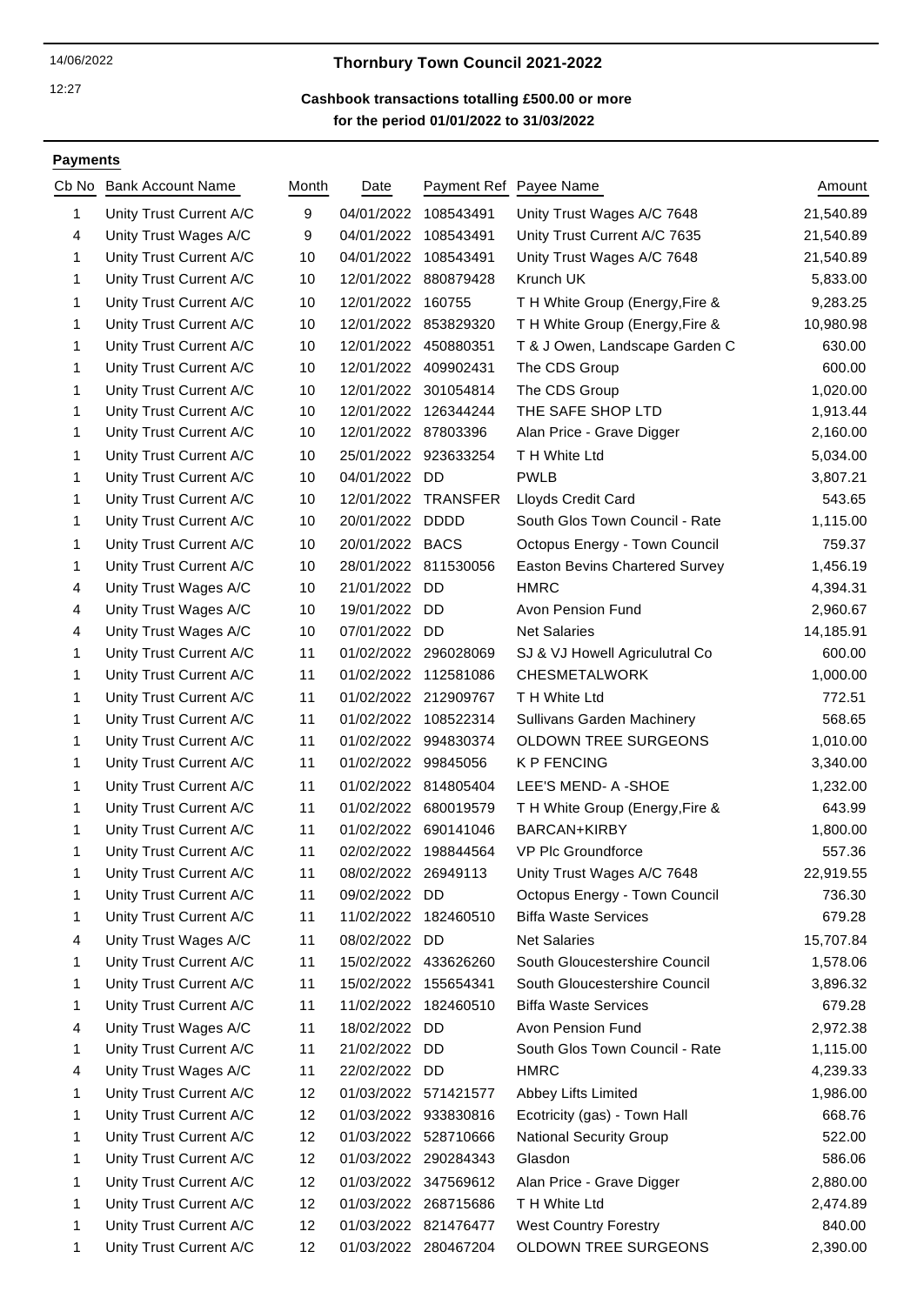14/06/2022

12:27

# Thornbury Town Council 2021-2022

## Cashbook transactions totalling £500.00 or more for the period 01/01/2022 to 31/03/2022

**Payments**

| Cb No | Bank Account Name | Month | Date | Payment Ref | Payee Name | Amount |
|---|---|---|---|---|---|---|
| 1 | Unity Trust Current A/C | 9 | 04/01/2022 | 108543491 | Unity Trust Wages A/C 7648 | 21,540.89 |
| 4 | Unity Trust Wages A/C | 9 | 04/01/2022 | 108543491 | Unity Trust Current A/C 7635 | 21,540.89 |
| 1 | Unity Trust Current A/C | 10 | 04/01/2022 | 108543491 | Unity Trust Wages A/C 7648 | 21,540.89 |
| 1 | Unity Trust Current A/C | 10 | 12/01/2022 | 880879428 | Krunch UK | 5,833.00 |
| 1 | Unity Trust Current A/C | 10 | 12/01/2022 | 160755 | T H White Group (Energy,Fire & | 9,283.25 |
| 1 | Unity Trust Current A/C | 10 | 12/01/2022 | 853829320 | T H White Group (Energy,Fire & | 10,980.98 |
| 1 | Unity Trust Current A/C | 10 | 12/01/2022 | 450880351 | T & J Owen, Landscape Garden C | 630.00 |
| 1 | Unity Trust Current A/C | 10 | 12/01/2022 | 409902431 | The CDS Group | 600.00 |
| 1 | Unity Trust Current A/C | 10 | 12/01/2022 | 301054814 | The CDS Group | 1,020.00 |
| 1 | Unity Trust Current A/C | 10 | 12/01/2022 | 126344244 | THE SAFE SHOP LTD | 1,913.44 |
| 1 | Unity Trust Current A/C | 10 | 12/01/2022 | 87803396 | Alan Price - Grave Digger | 2,160.00 |
| 1 | Unity Trust Current A/C | 10 | 25/01/2022 | 923633254 | T H White Ltd | 5,034.00 |
| 1 | Unity Trust Current A/C | 10 | 04/01/2022 | DD | PWLB | 3,807.21 |
| 1 | Unity Trust Current A/C | 10 | 12/01/2022 | TRANSFER | Lloyds Credit Card | 543.65 |
| 1 | Unity Trust Current A/C | 10 | 20/01/2022 | DDDD | South Glos Town Council - Rate | 1,115.00 |
| 1 | Unity Trust Current A/C | 10 | 20/01/2022 | BACS | Octopus Energy - Town Council | 759.37 |
| 1 | Unity Trust Current A/C | 10 | 28/01/2022 | 811530056 | Easton Bevins Chartered Survey | 1,456.19 |
| 4 | Unity Trust Wages A/C | 10 | 21/01/2022 | DD | HMRC | 4,394.31 |
| 4 | Unity Trust Wages A/C | 10 | 19/01/2022 | DD | Avon Pension Fund | 2,960.67 |
| 4 | Unity Trust Wages A/C | 10 | 07/01/2022 | DD | Net Salaries | 14,185.91 |
| 1 | Unity Trust Current A/C | 11 | 01/02/2022 | 296028069 | SJ & VJ Howell Agriculutral Co | 600.00 |
| 1 | Unity Trust Current A/C | 11 | 01/02/2022 | 112581086 | CHESMETALWORK | 1,000.00 |
| 1 | Unity Trust Current A/C | 11 | 01/02/2022 | 212909767 | T H White Ltd | 772.51 |
| 1 | Unity Trust Current A/C | 11 | 01/02/2022 | 108522314 | Sullivans Garden Machinery | 568.65 |
| 1 | Unity Trust Current A/C | 11 | 01/02/2022 | 994830374 | OLDOWN TREE SURGEONS | 1,010.00 |
| 1 | Unity Trust Current A/C | 11 | 01/02/2022 | 99845056 | K P FENCING | 3,340.00 |
| 1 | Unity Trust Current A/C | 11 | 01/02/2022 | 814805404 | LEE'S MEND- A -SHOE | 1,232.00 |
| 1 | Unity Trust Current A/C | 11 | 01/02/2022 | 680019579 | T H White Group (Energy,Fire & | 643.99 |
| 1 | Unity Trust Current A/C | 11 | 01/02/2022 | 690141046 | BARCAN+KIRBY | 1,800.00 |
| 1 | Unity Trust Current A/C | 11 | 02/02/2022 | 198844564 | VP Plc Groundforce | 557.36 |
| 1 | Unity Trust Current A/C | 11 | 08/02/2022 | 26949113 | Unity Trust Wages A/C 7648 | 22,919.55 |
| 1 | Unity Trust Current A/C | 11 | 09/02/2022 | DD | Octopus Energy - Town Council | 736.30 |
| 1 | Unity Trust Current A/C | 11 | 11/02/2022 | 182460510 | Biffa Waste Services | 679.28 |
| 4 | Unity Trust Wages A/C | 11 | 08/02/2022 | DD | Net Salaries | 15,707.84 |
| 1 | Unity Trust Current A/C | 11 | 15/02/2022 | 433626260 | South Gloucestershire Council | 1,578.06 |
| 1 | Unity Trust Current A/C | 11 | 15/02/2022 | 155654341 | South Gloucestershire Council | 3,896.32 |
| 1 | Unity Trust Current A/C | 11 | 11/02/2022 | 182460510 | Biffa Waste Services | 679.28 |
| 4 | Unity Trust Wages A/C | 11 | 18/02/2022 | DD | Avon Pension Fund | 2,972.38 |
| 1 | Unity Trust Current A/C | 11 | 21/02/2022 | DD | South Glos Town Council - Rate | 1,115.00 |
| 4 | Unity Trust Wages A/C | 11 | 22/02/2022 | DD | HMRC | 4,239.33 |
| 1 | Unity Trust Current A/C | 12 | 01/03/2022 | 571421577 | Abbey Lifts Limited | 1,986.00 |
| 1 | Unity Trust Current A/C | 12 | 01/03/2022 | 933830816 | Ecotricity (gas) - Town Hall | 668.76 |
| 1 | Unity Trust Current A/C | 12 | 01/03/2022 | 528710666 | National Security Group | 522.00 |
| 1 | Unity Trust Current A/C | 12 | 01/03/2022 | 290284343 | Glasdon | 586.06 |
| 1 | Unity Trust Current A/C | 12 | 01/03/2022 | 347569612 | Alan Price - Grave Digger | 2,880.00 |
| 1 | Unity Trust Current A/C | 12 | 01/03/2022 | 268715686 | T H White Ltd | 2,474.89 |
| 1 | Unity Trust Current A/C | 12 | 01/03/2022 | 821476477 | West Country Forestry | 840.00 |
| 1 | Unity Trust Current A/C | 12 | 01/03/2022 | 280467204 | OLDOWN TREE SURGEONS | 2,390.00 |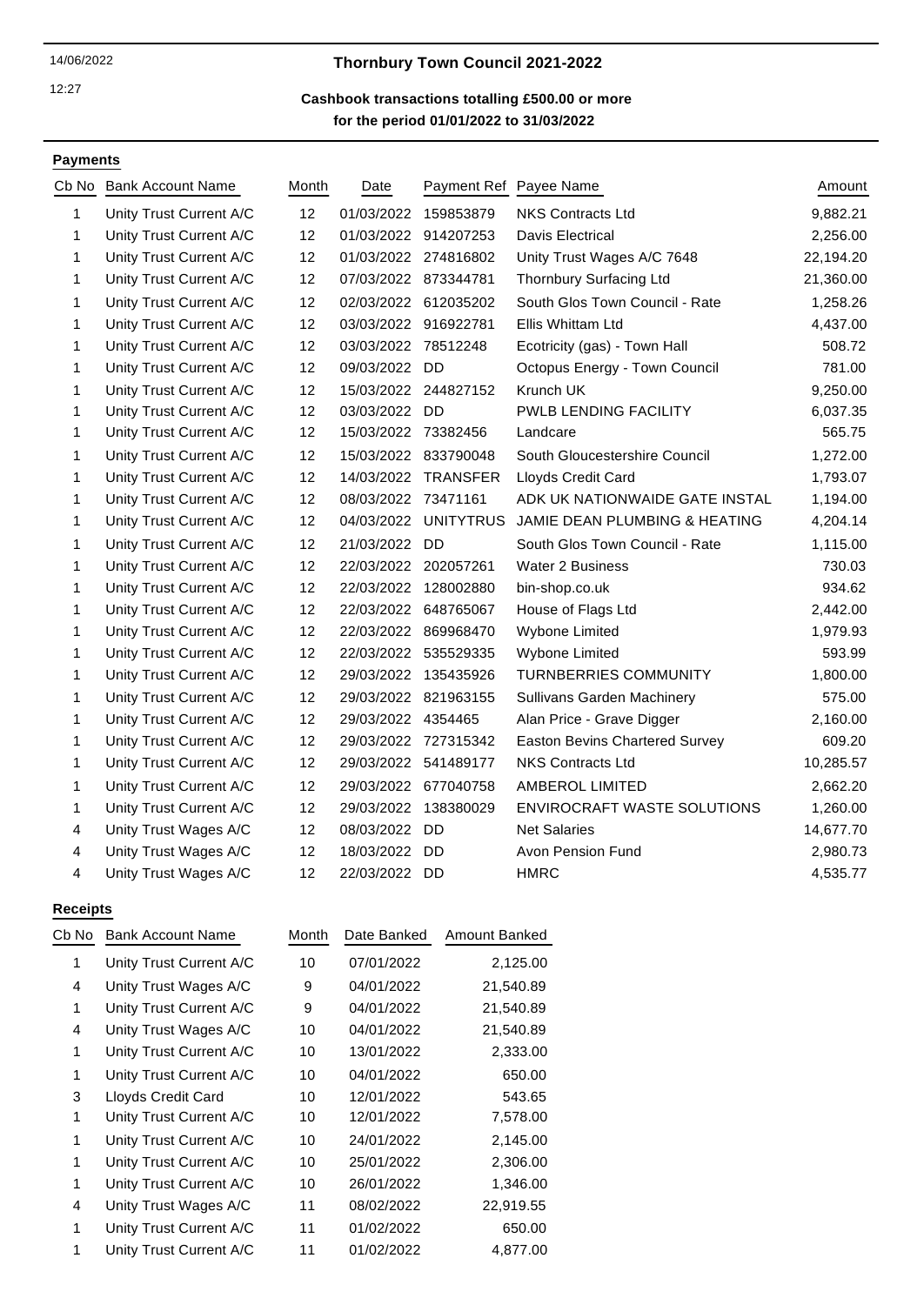# Thornbury Town Council 2021-2022

## Cashbook transactions totalling £500.00 or more for the period 01/01/2022 to 31/03/2022

### Payments

| Cb No | Bank Account Name | Month | Date | Payment Ref | Payee Name | Amount |
|---|---|---|---|---|---|---|
| 1 | Unity Trust Current A/C | 12 | 01/03/2022 | 159853879 | NKS Contracts Ltd | 9,882.21 |
| 1 | Unity Trust Current A/C | 12 | 01/03/2022 | 914207253 | Davis Electrical | 2,256.00 |
| 1 | Unity Trust Current A/C | 12 | 01/03/2022 | 274816802 | Unity Trust Wages A/C 7648 | 22,194.20 |
| 1 | Unity Trust Current A/C | 12 | 07/03/2022 | 873344781 | Thornbury Surfacing Ltd | 21,360.00 |
| 1 | Unity Trust Current A/C | 12 | 02/03/2022 | 612035202 | South Glos Town Council - Rate | 1,258.26 |
| 1 | Unity Trust Current A/C | 12 | 03/03/2022 | 916922781 | Ellis Whittam Ltd | 4,437.00 |
| 1 | Unity Trust Current A/C | 12 | 03/03/2022 | 78512248 | Ecotricity (gas) - Town Hall | 508.72 |
| 1 | Unity Trust Current A/C | 12 | 09/03/2022 | DD | Octopus Energy - Town Council | 781.00 |
| 1 | Unity Trust Current A/C | 12 | 15/03/2022 | 244827152 | Krunch UK | 9,250.00 |
| 1 | Unity Trust Current A/C | 12 | 03/03/2022 | DD | PWLB LENDING FACILITY | 6,037.35 |
| 1 | Unity Trust Current A/C | 12 | 15/03/2022 | 73382456 | Landcare | 565.75 |
| 1 | Unity Trust Current A/C | 12 | 15/03/2022 | 833790048 | South Gloucestershire Council | 1,272.00 |
| 1 | Unity Trust Current A/C | 12 | 14/03/2022 | TRANSFER | Lloyds Credit Card | 1,793.07 |
| 1 | Unity Trust Current A/C | 12 | 08/03/2022 | 73471161 | ADK UK NATIONWAIDE GATE INSTAL | 1,194.00 |
| 1 | Unity Trust Current A/C | 12 | 04/03/2022 | UNITYTRUS | JAMIE DEAN PLUMBING & HEATING | 4,204.14 |
| 1 | Unity Trust Current A/C | 12 | 21/03/2022 | DD | South Glos Town Council - Rate | 1,115.00 |
| 1 | Unity Trust Current A/C | 12 | 22/03/2022 | 202057261 | Water 2 Business | 730.03 |
| 1 | Unity Trust Current A/C | 12 | 22/03/2022 | 128002880 | bin-shop.co.uk | 934.62 |
| 1 | Unity Trust Current A/C | 12 | 22/03/2022 | 648765067 | House of Flags Ltd | 2,442.00 |
| 1 | Unity Trust Current A/C | 12 | 22/03/2022 | 869968470 | Wybone Limited | 1,979.93 |
| 1 | Unity Trust Current A/C | 12 | 22/03/2022 | 535529335 | Wybone Limited | 593.99 |
| 1 | Unity Trust Current A/C | 12 | 29/03/2022 | 135435926 | TURNBERRIES COMMUNITY | 1,800.00 |
| 1 | Unity Trust Current A/C | 12 | 29/03/2022 | 821963155 | Sullivans Garden Machinery | 575.00 |
| 1 | Unity Trust Current A/C | 12 | 29/03/2022 | 4354465 | Alan Price - Grave Digger | 2,160.00 |
| 1 | Unity Trust Current A/C | 12 | 29/03/2022 | 727315342 | Easton Bevins Chartered Survey | 609.20 |
| 1 | Unity Trust Current A/C | 12 | 29/03/2022 | 541489177 | NKS Contracts Ltd | 10,285.57 |
| 1 | Unity Trust Current A/C | 12 | 29/03/2022 | 677040758 | AMBEROL LIMITED | 2,662.20 |
| 1 | Unity Trust Current A/C | 12 | 29/03/2022 | 138380029 | ENVIROCRAFT WASTE SOLUTIONS | 1,260.00 |
| 4 | Unity Trust Wages A/C | 12 | 08/03/2022 | DD | Net Salaries | 14,677.70 |
| 4 | Unity Trust Wages A/C | 12 | 18/03/2022 | DD | Avon Pension Fund | 2,980.73 |
| 4 | Unity Trust Wages A/C | 12 | 22/03/2022 | DD | HMRC | 4,535.77 |

### Receipts

| Cb No | Bank Account Name | Month | Date Banked | Amount Banked |
|---|---|---|---|---|
| 1 | Unity Trust Current A/C | 10 | 07/01/2022 | 2,125.00 |
| 4 | Unity Trust Wages A/C | 9 | 04/01/2022 | 21,540.89 |
| 1 | Unity Trust Current A/C | 9 | 04/01/2022 | 21,540.89 |
| 4 | Unity Trust Wages A/C | 10 | 04/01/2022 | 21,540.89 |
| 1 | Unity Trust Current A/C | 10 | 13/01/2022 | 2,333.00 |
| 1 | Unity Trust Current A/C | 10 | 04/01/2022 | 650.00 |
| 3 | Lloyds Credit Card | 10 | 12/01/2022 | 543.65 |
| 1 | Unity Trust Current A/C | 10 | 12/01/2022 | 7,578.00 |
| 1 | Unity Trust Current A/C | 10 | 24/01/2022 | 2,145.00 |
| 1 | Unity Trust Current A/C | 10 | 25/01/2022 | 2,306.00 |
| 1 | Unity Trust Current A/C | 10 | 26/01/2022 | 1,346.00 |
| 4 | Unity Trust Wages A/C | 11 | 08/02/2022 | 22,919.55 |
| 1 | Unity Trust Current A/C | 11 | 01/02/2022 | 650.00 |
| 1 | Unity Trust Current A/C | 11 | 01/02/2022 | 4,877.00 |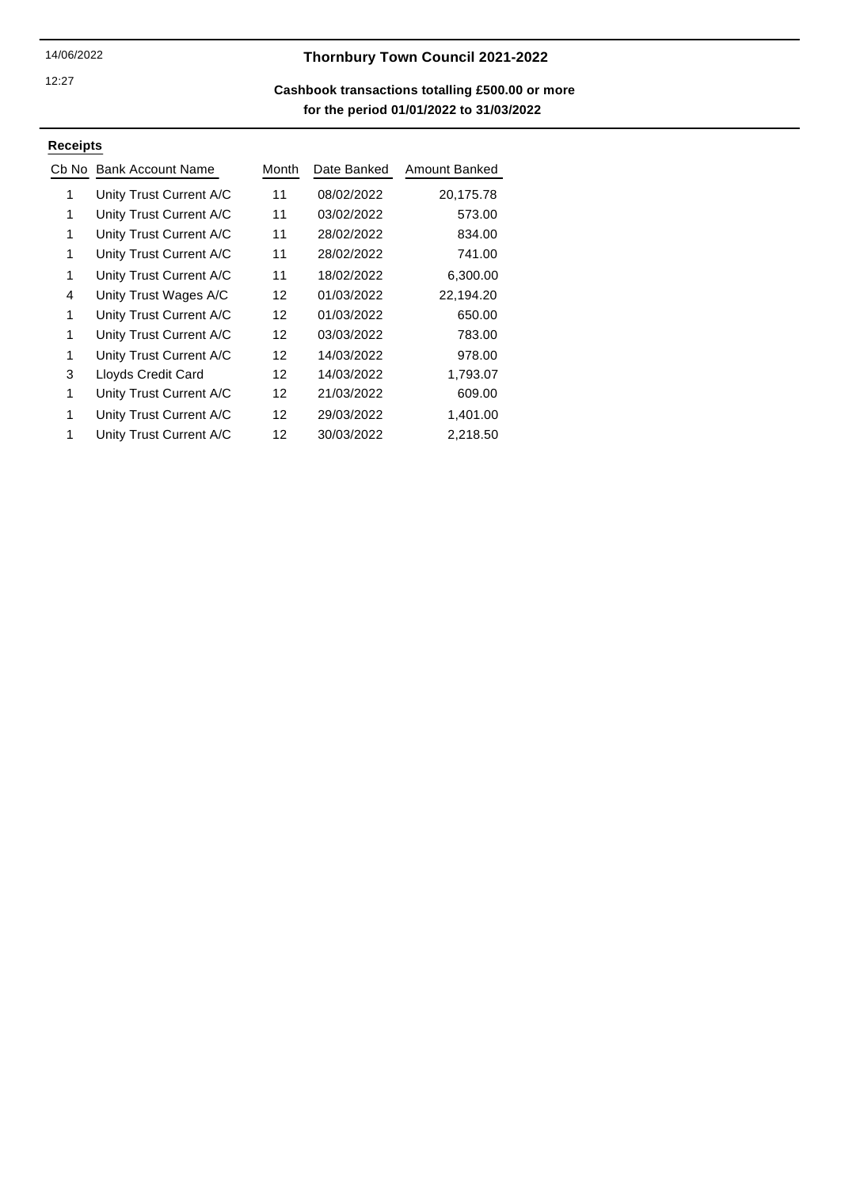## Thornbury Town Council 2021-2022

### Cashbook transactions totalling £500.00 or more for the period 01/01/2022 to 31/03/2022

**Receipts**

| Cb No | Bank Account Name | Month | Date Banked | Amount Banked |
|---|---|---|---|---|
| 1 | Unity Trust Current A/C | 11 | 08/02/2022 | 20,175.78 |
| 1 | Unity Trust Current A/C | 11 | 03/02/2022 | 573.00 |
| 1 | Unity Trust Current A/C | 11 | 28/02/2022 | 834.00 |
| 1 | Unity Trust Current A/C | 11 | 28/02/2022 | 741.00 |
| 1 | Unity Trust Current A/C | 11 | 18/02/2022 | 6,300.00 |
| 4 | Unity Trust Wages A/C | 12 | 01/03/2022 | 22,194.20 |
| 1 | Unity Trust Current A/C | 12 | 01/03/2022 | 650.00 |
| 1 | Unity Trust Current A/C | 12 | 03/03/2022 | 783.00 |
| 1 | Unity Trust Current A/C | 12 | 14/03/2022 | 978.00 |
| 3 | Lloyds Credit Card | 12 | 14/03/2022 | 1,793.07 |
| 1 | Unity Trust Current A/C | 12 | 21/03/2022 | 609.00 |
| 1 | Unity Trust Current A/C | 12 | 29/03/2022 | 1,401.00 |
| 1 | Unity Trust Current A/C | 12 | 30/03/2022 | 2,218.50 |